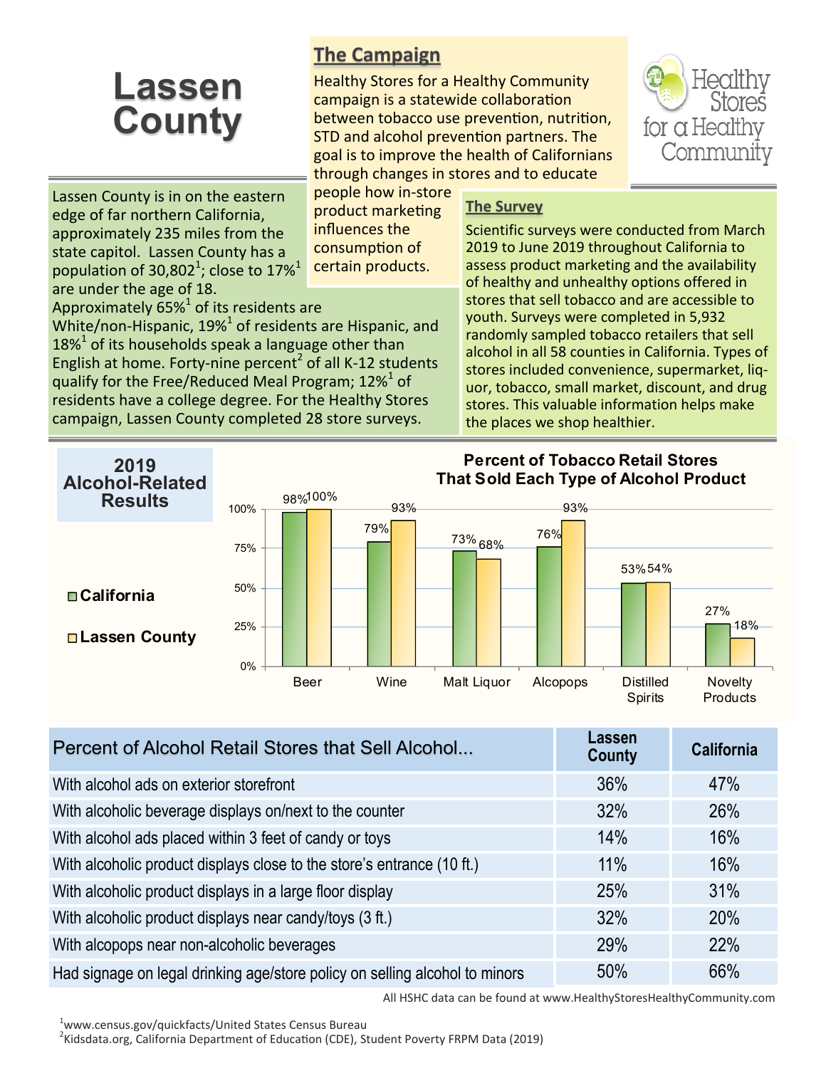# Lassen County

## The Campaign

Healthy Stores for a Healthy Community campaign is a statewide collaboration between tobacco use prevention, nutrition, STD and alcohol prevention partners. The goal is to improve the health of Californians through changes in stores and to educate people how in-store product marketing influences the consumption of certain products.

Healthy Stores for a Healthy Community

Lassen County is in on the eastern edge of far northern California, approximately 235 miles from the state capitol. Lassen County has a population of 30,802[1]; close to 17%[1] are under the age of 18. Approximately 65%[1] of its residents are White/non-Hispanic, 19%[1] of residents are Hispanic, and 18%[1] of its households speak a language other than English at home. Forty-nine percent[2] of all K-12 students qualify for the Free/Reduced Meal Program; 12%[1] of residents have a college degree. For the Healthy Stores campaign, Lassen County completed 28 store surveys.

## The Survey

Scientific surveys were conducted from March 2019 to June 2019 throughout California to assess product marketing and the availability of healthy and unhealthy options offered in stores that sell tobacco and are accessible to youth. Surveys were completed in 5,932 randomly sampled tobacco retailers that sell alcohol in all 58 counties in California. Types of stores included convenience, supermarket, liquor, tobacco, small market, discount, and drug stores. This valuable information helps make the places we shop healthier.

## 2019 Alcohol-Related Results

**Percent of Tobacco Retail Stores That Sold Each Type of Alcohol Product**

| | California | Lassen County |
|---|---|---|
| Beer | 98% | 100% |
| Wine | 79% | 93% |
| Malt Liquor | 73% | 68% |
| Alcopops | 76% | 93% |
| Distilled Spirits | 53% | 54% |
| Novelty Products | 27% | 18% |

| Percent of Alcohol Retail Stores that Sell Alcohol... | Lassen County | California |
|---|---|---|
| With alcohol ads on exterior storefront | 36% | 47% |
| With alcoholic beverage displays on/next to the counter | 32% | 26% |
| With alcohol ads placed within 3 feet of candy or toys | 14% | 16% |
| With alcoholic product displays close to the store's entrance (10 ft.) | 11% | 16% |
| With alcoholic product displays in a large floor display | 25% | 31% |
| With alcoholic product displays near candy/toys (3 ft.) | 32% | 20% |
| With alcopops near non-alcoholic beverages | 29% | 22% |
| Had signage on legal drinking age/store policy on selling alcohol to minors | 50% | 66% |

All HSHC data can be found at www.HealthyStoresHealthyCommunity.com

[1] www.census.gov/quickfacts/United States Census Bureau
[2] Kidsdata.org, California Department of Education (CDE), Student Poverty FRPM Data (2019)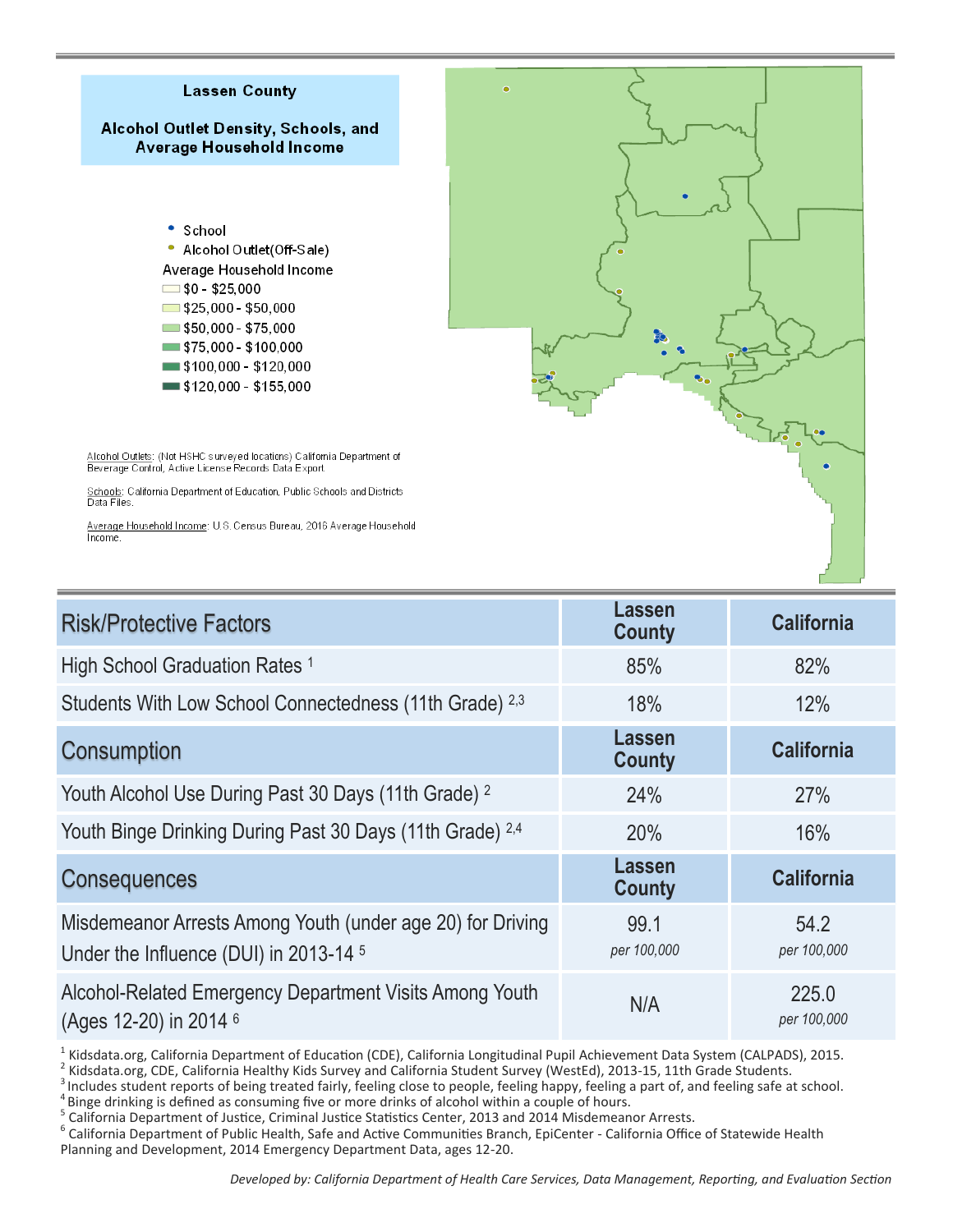**Lassen County**

**Alcohol Outlet Density, Schools, and Average Household Income**

- School
- Alcohol Outlet(Off-Sale)

Average Household Income
- $0 - $25,000
- $25,000 - $50,000
- $50,000 - $75,000
- $75,000 - $100,000
- $100,000 - $120,000
- $120,000 - $155,000

Alcohol Outlets: (Not HSHC surveyed locations) California Department of Beverage Control, Active License Records Data Export.

Schools: California Department of Education, Public Schools and Districts Data Files.

Average Household Income: U.S. Census Bureau, 2016 Average Household Income.

| Risk/Protective Factors | Lassen County | California |
|---|---|---|
| High School Graduation Rates [1] | 85% | 82% |
| Students With Low School Connectedness (11th Grade) [2,3] | 18% | 12% |
| **Consumption** | **Lassen County** | **California** |
| Youth Alcohol Use During Past 30 Days (11th Grade) [2] | 24% | 27% |
| Youth Binge Drinking During Past 30 Days (11th Grade) [2,4] | 20% | 16% |
| **Consequences** | **Lassen County** | **California** |
| Misdemeanor Arrests Among Youth (under age 20) for Driving Under the Influence (DUI) in 2013-14 [5] | 99.1 *per 100,000* | 54.2 *per 100,000* |
| Alcohol-Related Emergency Department Visits Among Youth (Ages 12-20) in 2014 [6] | N/A | 225.0 *per 100,000* |

[1] Kidsdata.org, California Department of Education (CDE), California Longitudinal Pupil Achievement Data System (CALPADS), 2015.
[2] Kidsdata.org, CDE, California Healthy Kids Survey and California Student Survey (WestEd), 2013-15, 11th Grade Students.
[3] Includes student reports of being treated fairly, feeling close to people, feeling happy, feeling a part of, and feeling safe at school.
[4] Binge drinking is defined as consuming five or more drinks of alcohol within a couple of hours.
[5] California Department of Justice, Criminal Justice Statistics Center, 2013 and 2014 Misdemeanor Arrests.
[6] California Department of Public Health, Safe and Active Communities Branch, EpiCenter - California Office of Statewide Health Planning and Development, 2014 Emergency Department Data, ages 12-20.

*Developed by: California Department of Health Care Services, Data Management, Reporting, and Evaluation Section*